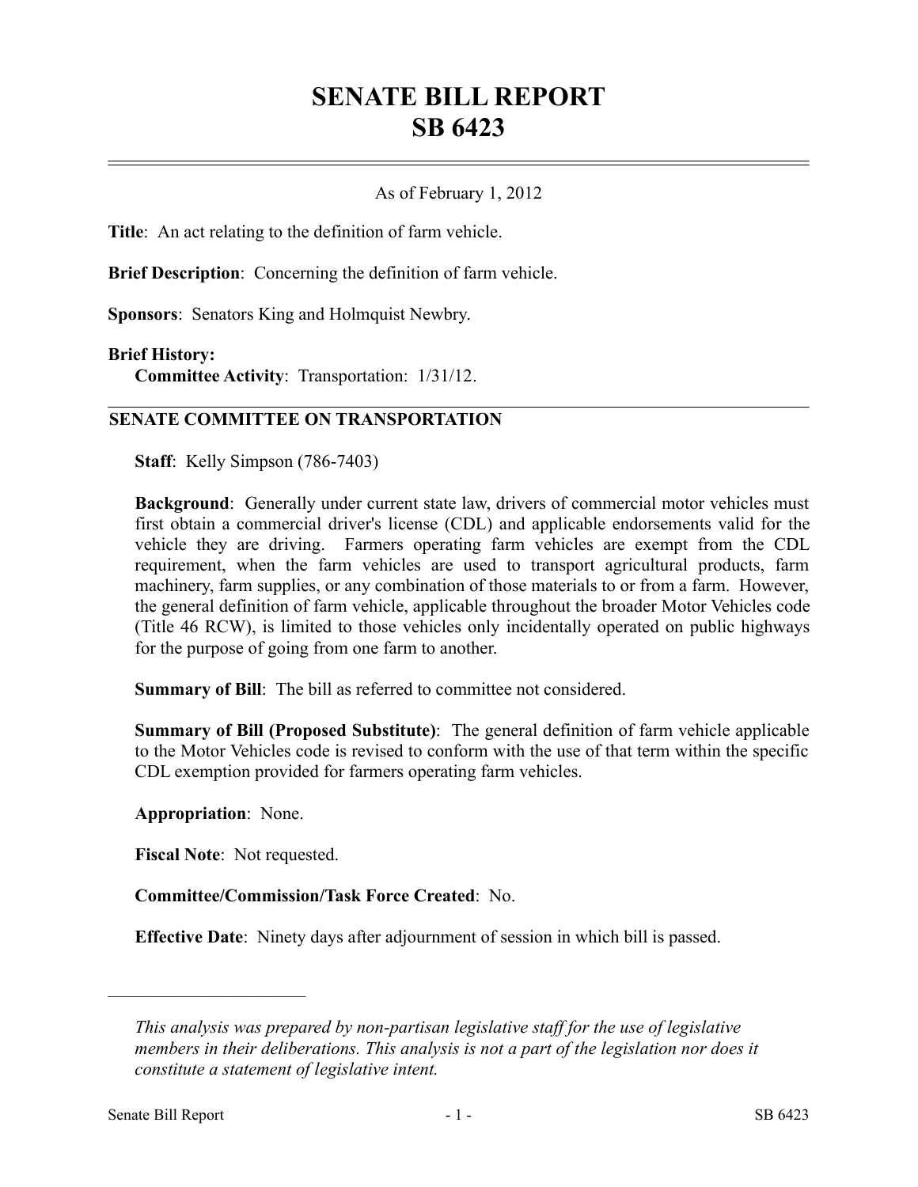# SENATE BILL REPORT
# SB 6423

As of February 1, 2012

**Title**: An act relating to the definition of farm vehicle.

**Brief Description**: Concerning the definition of farm vehicle.

**Sponsors**: Senators King and Holmquist Newbry.

**Brief History:**
**Committee Activity**: Transportation: 1/31/12.

## SENATE COMMITTEE ON TRANSPORTATION

**Staff**: Kelly Simpson (786-7403)

**Background**: Generally under current state law, drivers of commercial motor vehicles must first obtain a commercial driver's license (CDL) and applicable endorsements valid for the vehicle they are driving. Farmers operating farm vehicles are exempt from the CDL requirement, when the farm vehicles are used to transport agricultural products, farm machinery, farm supplies, or any combination of those materials to or from a farm. However, the general definition of farm vehicle, applicable throughout the broader Motor Vehicles code (Title 46 RCW), is limited to those vehicles only incidentally operated on public highways for the purpose of going from one farm to another.

**Summary of Bill**: The bill as referred to committee not considered.

**Summary of Bill (Proposed Substitute)**: The general definition of farm vehicle applicable to the Motor Vehicles code is revised to conform with the use of that term within the specific CDL exemption provided for farmers operating farm vehicles.

**Appropriation**: None.

**Fiscal Note**: Not requested.

**Committee/Commission/Task Force Created**: No.

**Effective Date**: Ninety days after adjournment of session in which bill is passed.

---

*This analysis was prepared by non-partisan legislative staff for the use of legislative members in their deliberations. This analysis is not a part of the legislation nor does it constitute a statement of legislative intent.*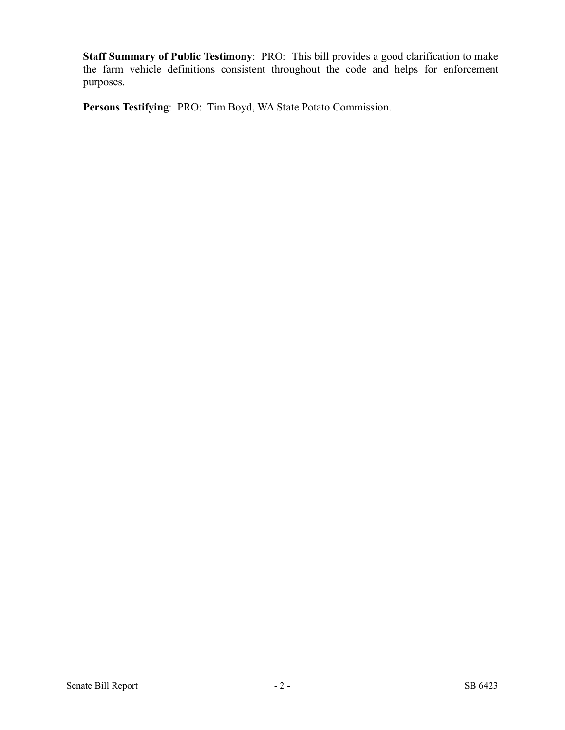**Staff Summary of Public Testimony**: PRO: This bill provides a good clarification to make the farm vehicle definitions consistent throughout the code and helps for enforcement purposes.

**Persons Testifying**: PRO: Tim Boyd, WA State Potato Commission.